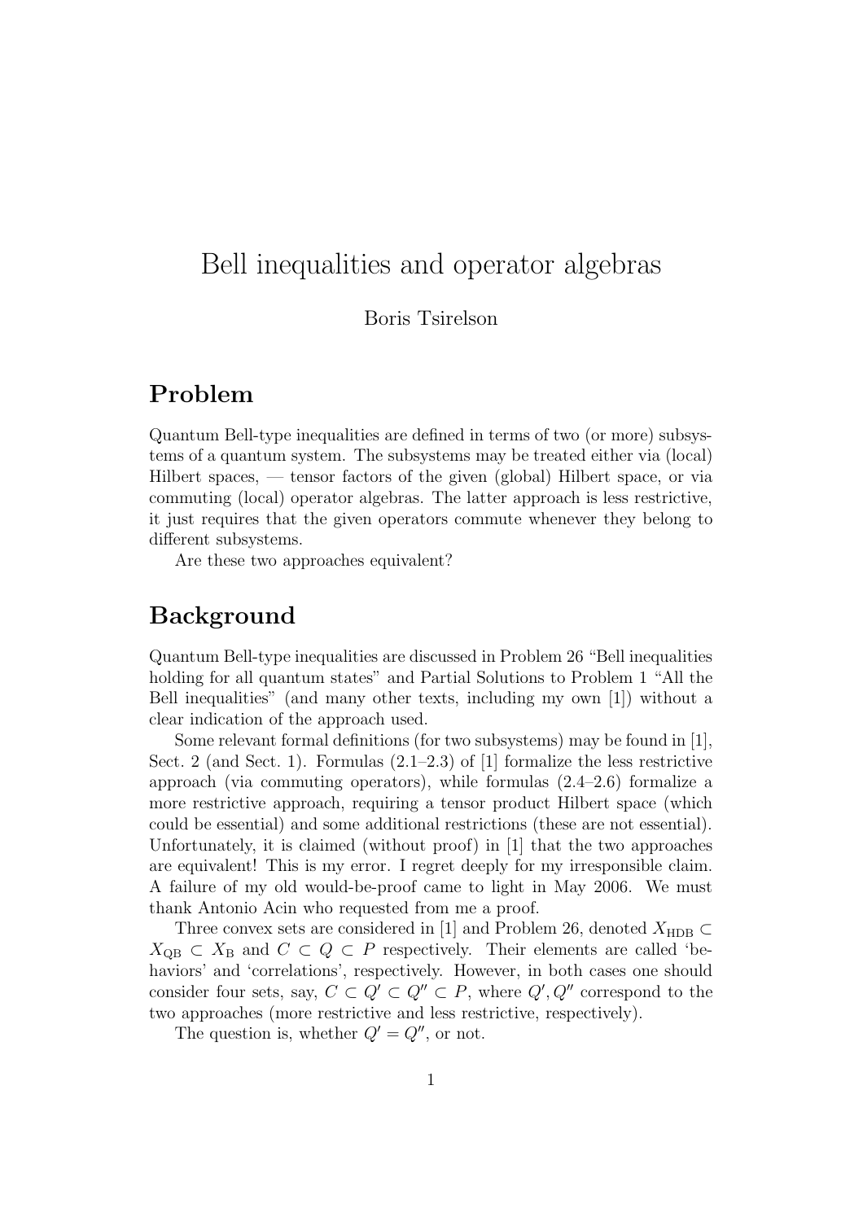// Bell inequalities and operator algebras

Boris Tsirelson

## Problem

Quantum Bell-type inequalities are defined in terms of two (or more) subsystems of a quantum system. The subsystems may be treated either via (local) Hilbert spaces, — tensor factors of the given (global) Hilbert space, or via commuting (local) operator algebras. The latter approach is less restrictive, it just requires that the given operators commute whenever they belong to different subsystems.

Are these two approaches equivalent?

## Background

Quantum Bell-type inequalities are discussed in Problem 26 "Bell inequalities holding for all quantum states" and Partial Solutions to Problem 1 "All the Bell inequalities" (and many other texts, including my own [1]) without a clear indication of the approach used.

Some relevant formal definitions (for two subsystems) may be found in [1], Sect. 2 (and Sect. 1). Formulas (2.1–2.3) of [1] formalize the less restrictive approach (via commuting operators), while formulas (2.4–2.6) formalize a more restrictive approach, requiring a tensor product Hilbert space (which could be essential) and some additional restrictions (these are not essential). Unfortunately, it is claimed (without proof) in [1] that the two approaches are equivalent! This is my error. I regret deeply for my irresponsible claim. A failure of my old would-be-proof came to light in May 2006. We must thank Antonio Acin who requested from me a proof.

Three convex sets are considered in [1] and Problem 26, denoted $X_{\text{HDB}} \subset X_{\text{QB}} \subset X_{\text{B}}$ and $C \subset Q \subset P$ respectively. Their elements are called 'behaviors' and 'correlations', respectively. However, in both cases one should consider four sets, say, $C \subset Q' \subset Q'' \subset P$, where $Q', Q''$ correspond to the two approaches (more restrictive and less restrictive, respectively).

The question is, whether $Q' = Q''$, or not.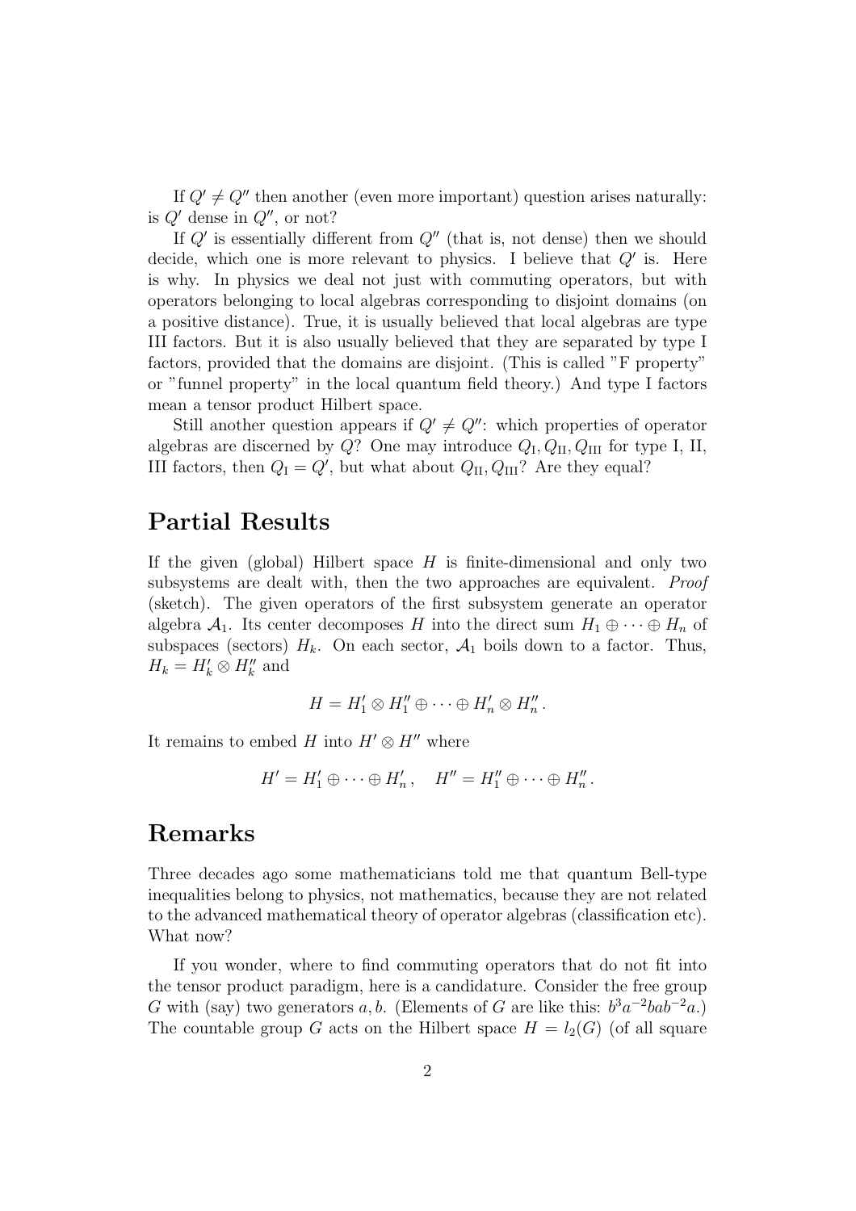If $Q' \ne Q''$ then another (even more important) question arises naturally: is $Q'$ dense in $Q''$, or not?

If $Q'$ is essentially different from $Q''$ (that is, not dense) then we should decide, which one is more relevant to physics. I believe that $Q'$ is. Here is why. In physics we deal not just with commuting operators, but with operators belonging to local algebras corresponding to disjoint domains (on a positive distance). True, it is usually believed that local algebras are type III factors. But it is also usually believed that they are separated by type I factors, provided that the domains are disjoint. (This is called "F property" or "funnel property" in the local quantum field theory.) And type I factors mean a tensor product Hilbert space.

Still another question appears if $Q' \ne Q''$: which properties of operator algebras are discerned by $Q$? One may introduce $Q_{\mathrm{I}}, Q_{\mathrm{II}}, Q_{\mathrm{III}}$ for type I, II, III factors, then $Q_{\mathrm{I}} = Q'$, but what about $Q_{\mathrm{II}}, Q_{\mathrm{III}}$? Are they equal?

## Partial Results

If the given (global) Hilbert space $H$ is finite-dimensional and only two subsystems are dealt with, then the two approaches are equivalent. *Proof* (sketch). The given operators of the first subsystem generate an operator algebra $\mathcal{A}_1$. Its center decomposes $H$ into the direct sum $H_1 \oplus \dots \oplus H_n$ of subspaces (sectors) $H_k$. On each sector, $\mathcal{A}_1$ boils down to a factor. Thus, $H_k = H'_k \otimes H''_k$ and

$$H = H'_1 \otimes H''_1 \oplus \dots \oplus H'_n \otimes H''_n \,.$$

It remains to embed $H$ into $H' \otimes H''$ where

$$H' = H'_1 \oplus \dots \oplus H'_n \,, \quad H'' = H''_1 \oplus \dots \oplus H''_n \,.$$

## Remarks

Three decades ago some mathematicians told me that quantum Bell-type inequalities belong to physics, not mathematics, because they are not related to the advanced mathematical theory of operator algebras (classification etc). What now?

If you wonder, where to find commuting operators that do not fit into the tensor product paradigm, here is a candidature. Consider the free group $G$ with (say) two generators $a, b$. (Elements of $G$ are like this: $b^3a^{-2}bab^{-2}a$.) The countable group $G$ acts on the Hilbert space $H = l_2(G)$ (of all square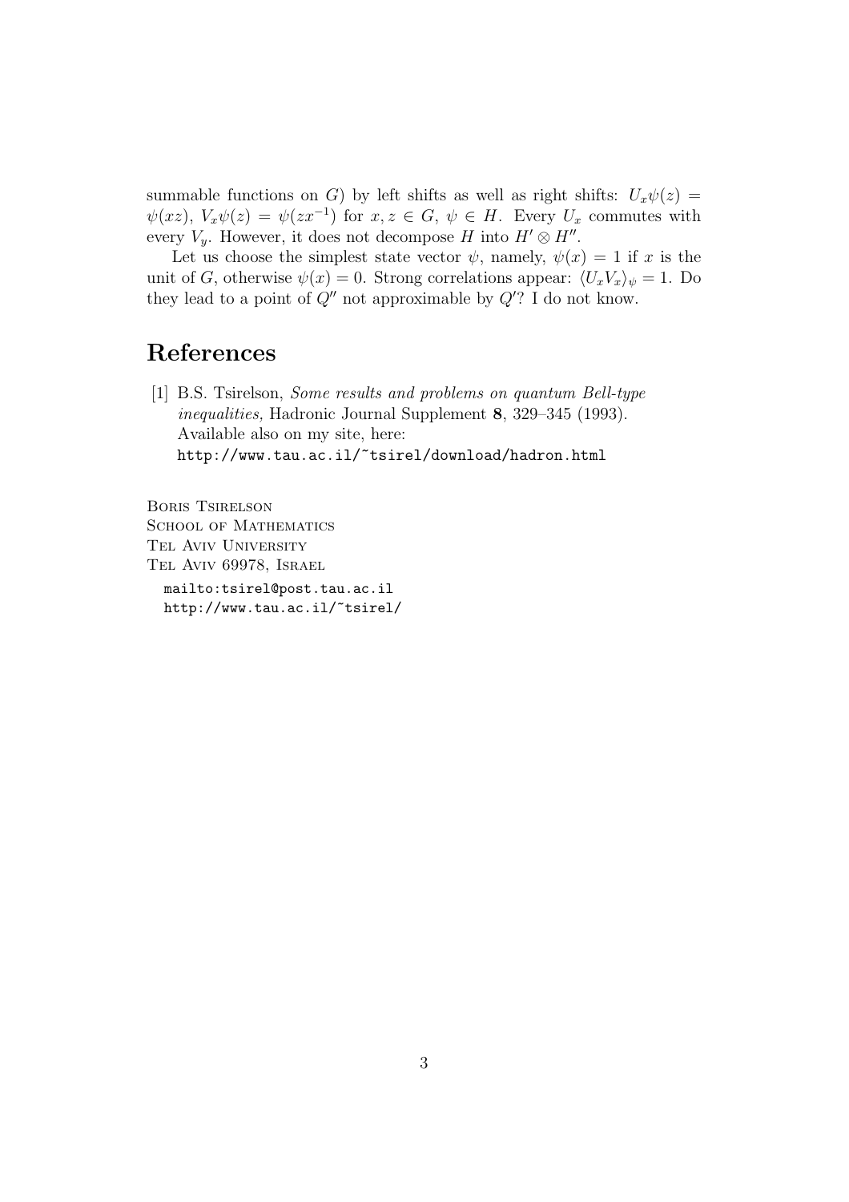summable functions on $G$) by left shifts as well as right shifts: $U_x\psi(z) = \psi(xz)$, $V_x\psi(z) = \psi(zx^{-1})$ for $x, z \in G$, $\psi \in H$. Every $U_x$ commutes with every $V_y$. However, it does not decompose $H$ into $H' \otimes H''$.

Let us choose the simplest state vector $\psi$, namely, $\psi(x) = 1$ if $x$ is the unit of $G$, otherwise $\psi(x) = 0$. Strong correlations appear: $\langle U_x V_x \rangle_\psi = 1$. Do they lead to a point of $Q''$ not approximable by $Q'$? I do not know.

# References

[1] B.S. Tsirelson, *Some results and problems on quantum Bell-type inequalities,* Hadronic Journal Supplement **8**, 329–345 (1993). Available also on my site, here: http://www.tau.ac.il/~tsirel/download/hadron.html

Boris Tsirelson
School of Mathematics
Tel Aviv University
Tel Aviv 69978, Israel

mailto:tsirel@post.tau.ac.il
http://www.tau.ac.il/~tsirel/